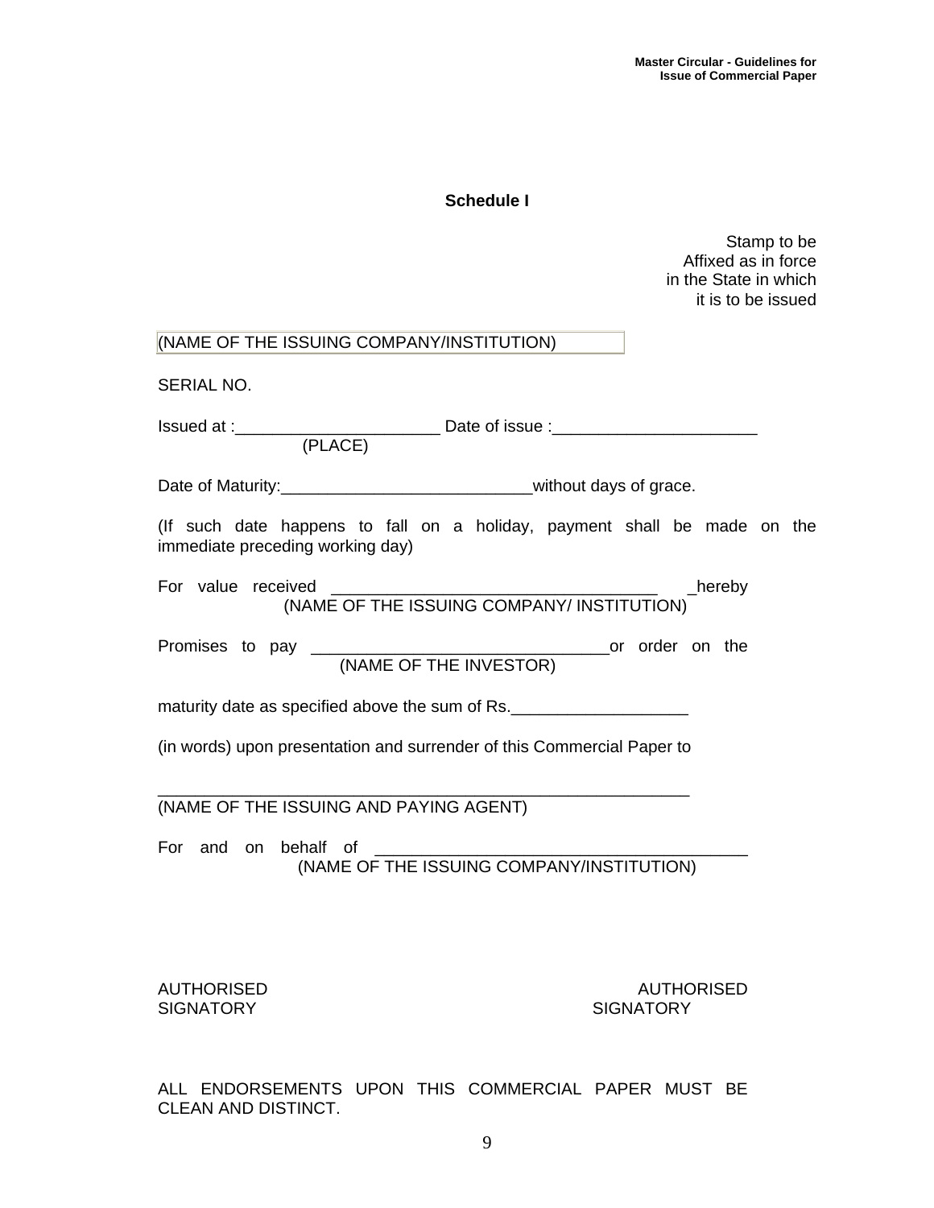## Schedule I

Stamp to be
Affixed as in force
in the State in which
it is to be issued

(NAME OF THE ISSUING COMPANY/INSTITUTION)

SERIAL NO.

Issued at :______________________ Date of issue :______________________
(PLACE)

Date of Maturity:__________________________without days of grace.

(If such date happens to fall on a holiday, payment shall be made on the immediate preceding working day)

For value received ___________________________________ _hereby
(NAME OF THE ISSUING COMPANY/ INSTITUTION)

Promises to pay ________________________________or order on the
(NAME OF THE INVESTOR)

maturity date as specified above the sum of Rs.___________________

(in words) upon presentation and surrender of this Commercial Paper to

_________________________________________________________
(NAME OF THE ISSUING AND PAYING AGENT)

For and on behalf of ________________________________________
(NAME OF THE ISSUING COMPANY/INSTITUTION)

AUTHORISED SIGNATORY

AUTHORISED SIGNATORY

ALL ENDORSEMENTS UPON THIS COMMERCIAL PAPER MUST BE CLEAN AND DISTINCT.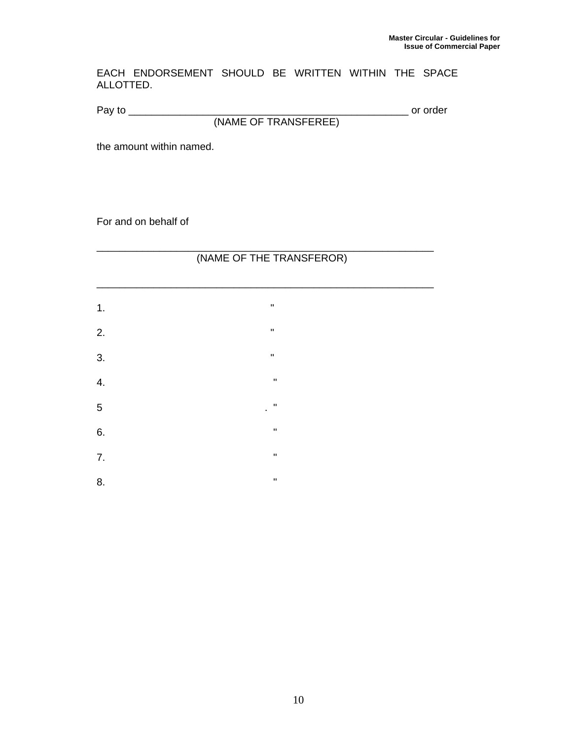EACH ENDORSEMENT SHOULD BE WRITTEN WITHIN THE SPACE ALLOTTED.

Pay to ______________________________________________ or order
(NAME OF TRANSFEREE)

the amount within named.

For and on behalf of

_______________________________________________________
(NAME OF THE TRANSFEROR)

_______________________________________________________

1. "

2. "

3. "

4. "

5 . "

6. "

7. "

8. "